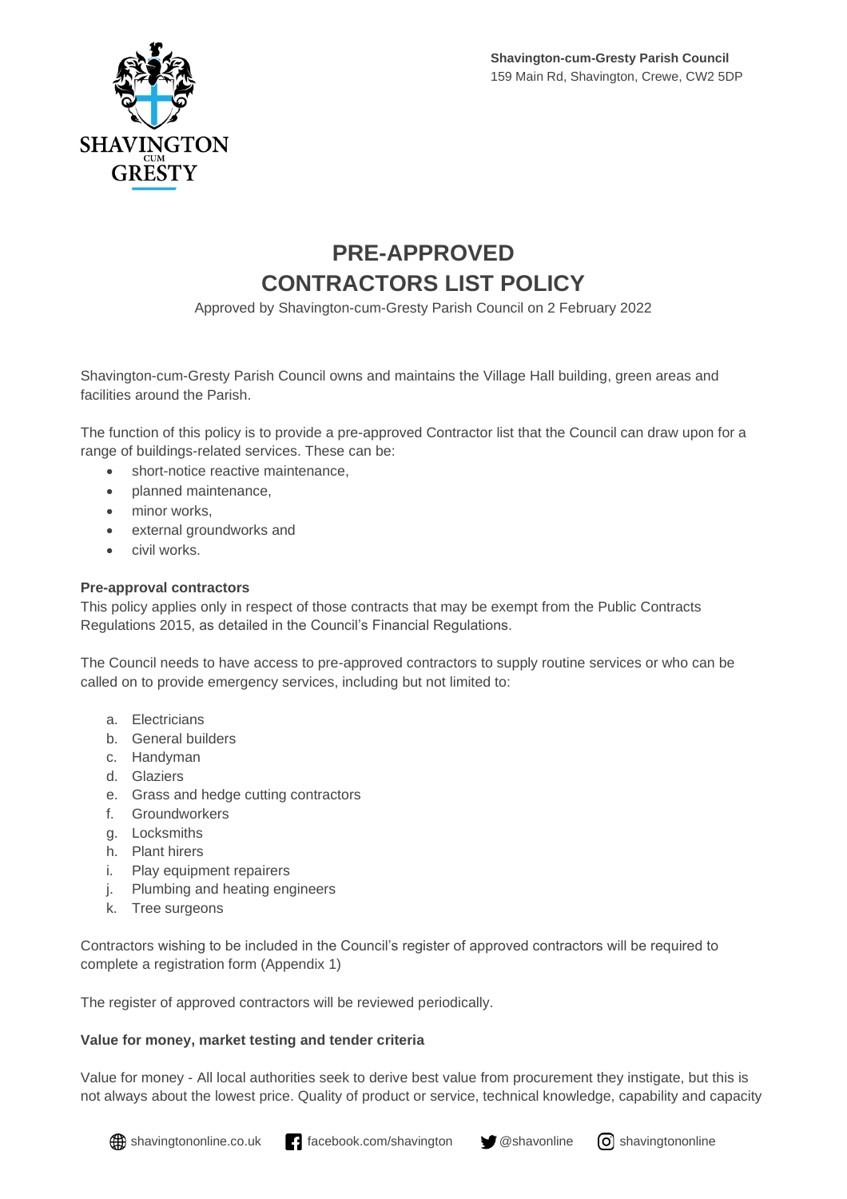**Shavington-cum-Gresty Parish Council**
159 Main Rd, Shavington, Crewe, CW2 5DP

# PRE-APPROVED CONTRACTORS LIST POLICY

Approved by Shavington-cum-Gresty Parish Council on 2 February 2022

Shavington-cum-Gresty Parish Council owns and maintains the Village Hall building, green areas and facilities around the Parish.

The function of this policy is to provide a pre-approved Contractor list that the Council can draw upon for a range of buildings-related services. These can be:

- short-notice reactive maintenance,
- planned maintenance,
- minor works,
- external groundworks and
- civil works.

**Pre-approval contractors**

This policy applies only in respect of those contracts that may be exempt from the Public Contracts Regulations 2015, as detailed in the Council's Financial Regulations.

The Council needs to have access to pre-approved contractors to supply routine services or who can be called on to provide emergency services, including but not limited to:

a. Electricians
b. General builders
c. Handyman
d. Glaziers
e. Grass and hedge cutting contractors
f. Groundworkers
g. Locksmiths
h. Plant hirers
i. Play equipment repairers
j. Plumbing and heating engineers
k. Tree surgeons

Contractors wishing to be included in the Council's register of approved contractors will be required to complete a registration form (Appendix 1)

The register of approved contractors will be reviewed periodically.

**Value for money, market testing and tender criteria**

Value for money - All local authorities seek to derive best value from procurement they instigate, but this is not always about the lowest price. Quality of product or service, technical knowledge, capability and capacity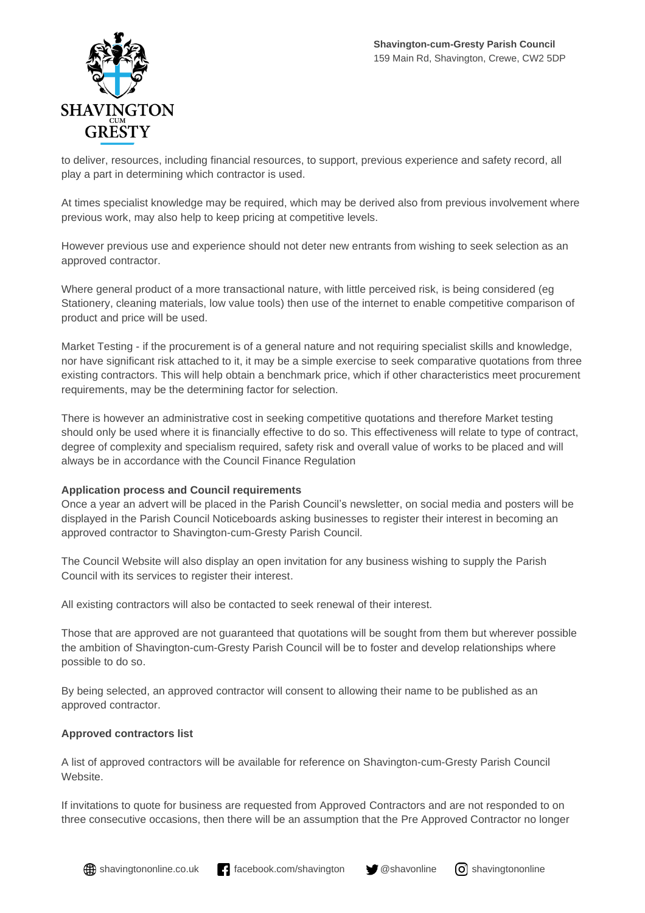to deliver, resources, including financial resources, to support, previous experience and safety record, all play a part in determining which contractor is used.

At times specialist knowledge may be required, which may be derived also from previous involvement where previous work, may also help to keep pricing at competitive levels.

However previous use and experience should not deter new entrants from wishing to seek selection as an approved contractor.

Where general product of a more transactional nature, with little perceived risk, is being considered (eg Stationery, cleaning materials, low value tools) then use of the internet to enable competitive comparison of product and price will be used.

Market Testing - if the procurement is of a general nature and not requiring specialist skills and knowledge, nor have significant risk attached to it, it may be a simple exercise to seek comparative quotations from three existing contractors. This will help obtain a benchmark price, which if other characteristics meet procurement requirements, may be the determining factor for selection.

There is however an administrative cost in seeking competitive quotations and therefore Market testing should only be used where it is financially effective to do so. This effectiveness will relate to type of contract, degree of complexity and specialism required, safety risk and overall value of works to be placed and will always be in accordance with the Council Finance Regulation

**Application process and Council requirements**

Once a year an advert will be placed in the Parish Council's newsletter, on social media and posters will be displayed in the Parish Council Noticeboards asking businesses to register their interest in becoming an approved contractor to Shavington-cum-Gresty Parish Council.

The Council Website will also display an open invitation for any business wishing to supply the Parish Council with its services to register their interest.

All existing contractors will also be contacted to seek renewal of their interest.

Those that are approved are not guaranteed that quotations will be sought from them but wherever possible the ambition of Shavington-cum-Gresty Parish Council will be to foster and develop relationships where possible to do so.

By being selected, an approved contractor will consent to allowing their name to be published as an approved contractor.

**Approved contractors list**

A list of approved contractors will be available for reference on Shavington-cum-Gresty Parish Council Website.

If invitations to quote for business are requested from Approved Contractors and are not responded to on three consecutive occasions, then there will be an assumption that the Pre Approved Contractor no longer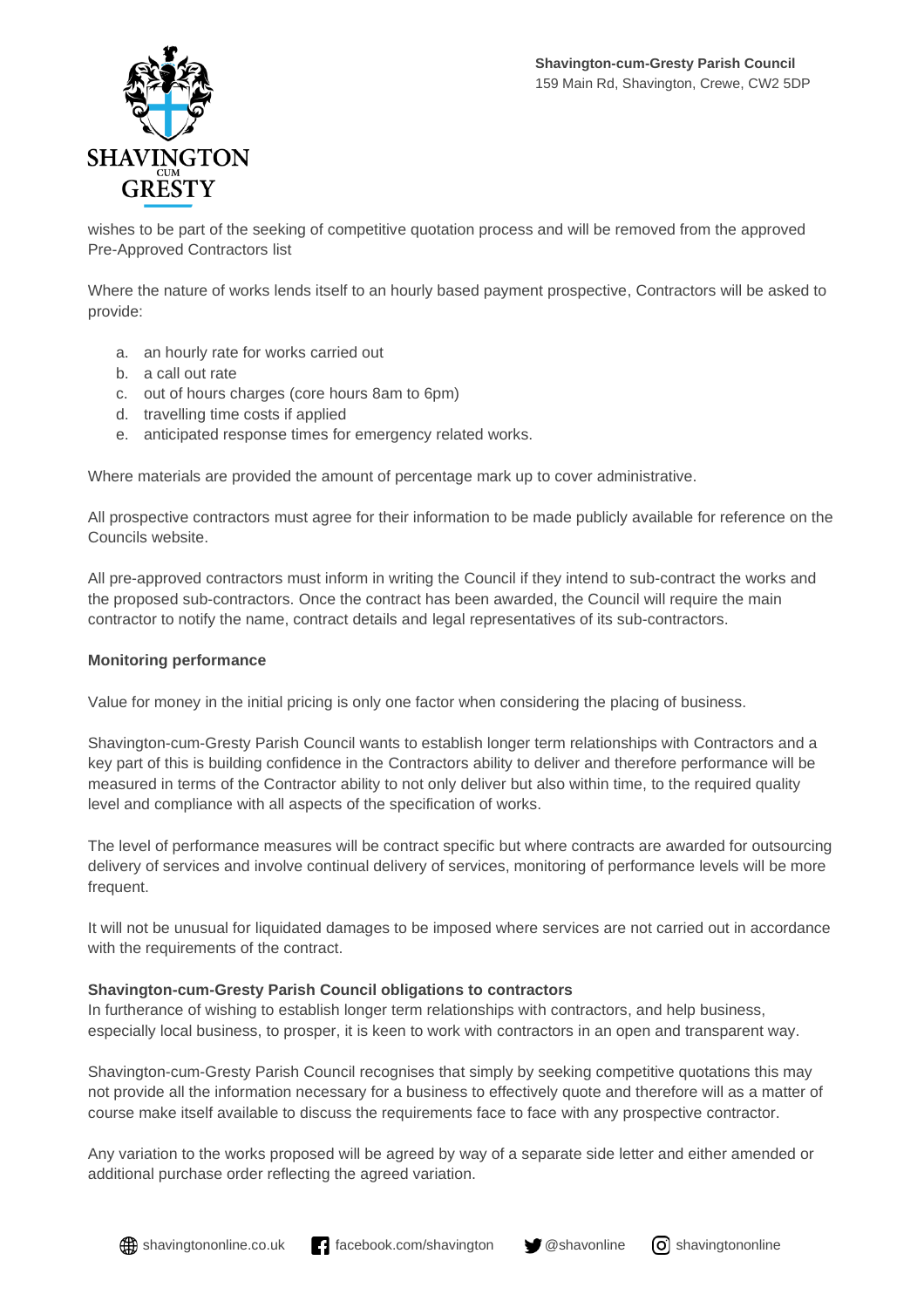wishes to be part of the seeking of competitive quotation process and will be removed from the approved Pre-Approved Contractors list

Where the nature of works lends itself to an hourly based payment prospective, Contractors will be asked to provide:

a. an hourly rate for works carried out
b. a call out rate
c. out of hours charges (core hours 8am to 6pm)
d. travelling time costs if applied
e. anticipated response times for emergency related works.

Where materials are provided the amount of percentage mark up to cover administrative.

All prospective contractors must agree for their information to be made publicly available for reference on the Councils website.

All pre-approved contractors must inform in writing the Council if they intend to sub-contract the works and the proposed sub-contractors. Once the contract has been awarded, the Council will require the main contractor to notify the name, contract details and legal representatives of its sub-contractors.

**Monitoring performance**

Value for money in the initial pricing is only one factor when considering the placing of business.

Shavington-cum-Gresty Parish Council wants to establish longer term relationships with Contractors and a key part of this is building confidence in the Contractors ability to deliver and therefore performance will be measured in terms of the Contractor ability to not only deliver but also within time, to the required quality level and compliance with all aspects of the specification of works.

The level of performance measures will be contract specific but where contracts are awarded for outsourcing delivery of services and involve continual delivery of services, monitoring of performance levels will be more frequent.

It will not be unusual for liquidated damages to be imposed where services are not carried out in accordance with the requirements of the contract.

**Shavington-cum-Gresty Parish Council obligations to contractors**

In furtherance of wishing to establish longer term relationships with contractors, and help business, especially local business, to prosper, it is keen to work with contractors in an open and transparent way.

Shavington-cum-Gresty Parish Council recognises that simply by seeking competitive quotations this may not provide all the information necessary for a business to effectively quote and therefore will as a matter of course make itself available to discuss the requirements face to face with any prospective contractor.

Any variation to the works proposed will be agreed by way of a separate side letter and either amended or additional purchase order reflecting the agreed variation.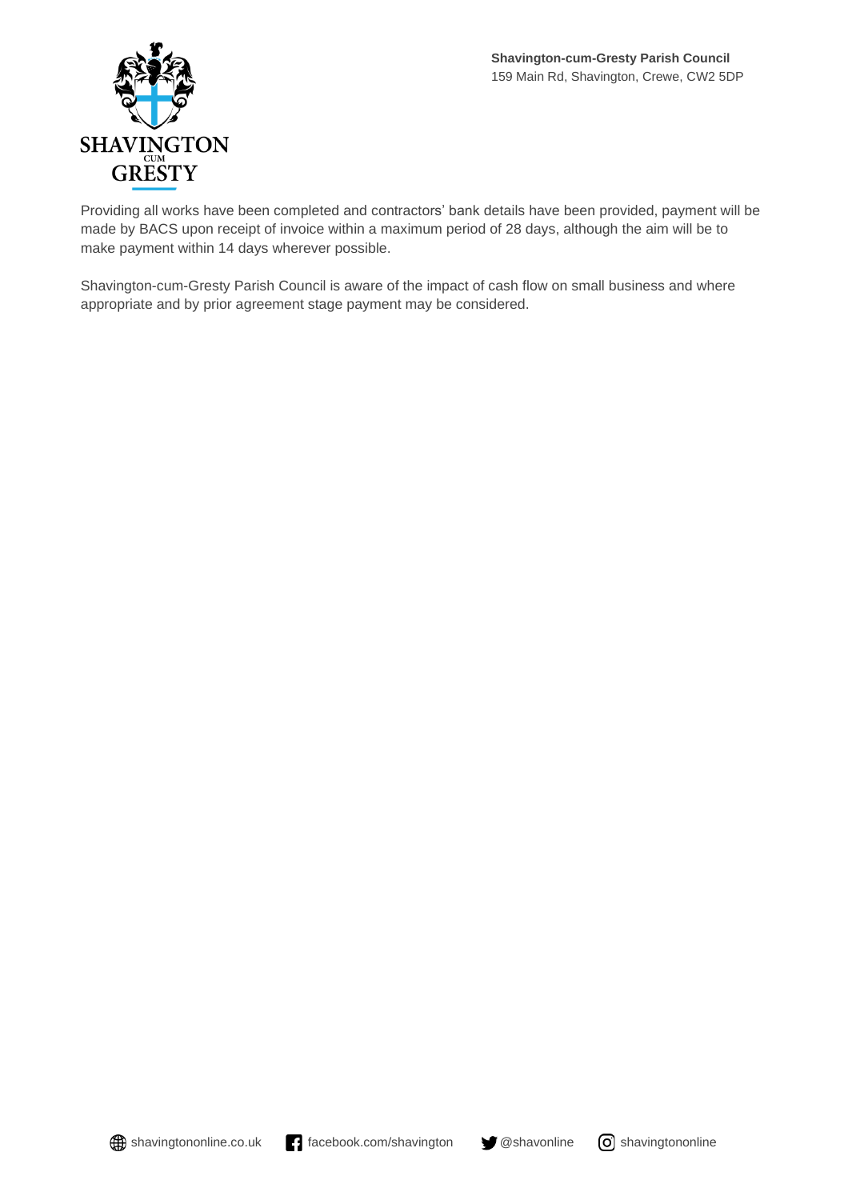Providing all works have been completed and contractors' bank details have been provided, payment will be made by BACS upon receipt of invoice within a maximum period of 28 days, although the aim will be to make payment within 14 days wherever possible.

Shavington-cum-Gresty Parish Council is aware of the impact of cash flow on small business and where appropriate and by prior agreement stage payment may be considered.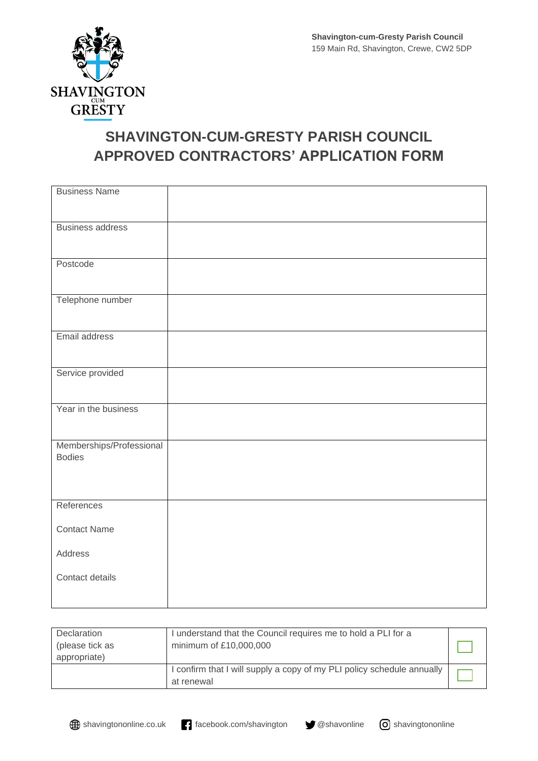**Shavington-cum-Gresty Parish Council**
159 Main Rd, Shavington, Crewe, CW2 5DP

# SHAVINGTON-CUM-GRESTY PARISH COUNCIL
# APPROVED CONTRACTORS' APPLICATION FORM

| | |
|---|---|
| Business Name | |
| Business address | |
| Postcode | |
| Telephone number | |
| Email address | |
| Service provided | |
| Year in the business | |
| Memberships/Professional Bodies | |
| References<br><br>Contact Name<br><br>Address<br><br>Contact details | |

| | | |
|---|---|---|
| Declaration (please tick as appropriate) | I understand that the Council requires me to hold a PLI for a minimum of £10,000,000 | ☐ |
| | I confirm that I will supply a copy of my PLI policy schedule annually at renewal | ☐ |

shavingtononline.co.uk | facebook.com/shavington | @shavonline | shavingtononline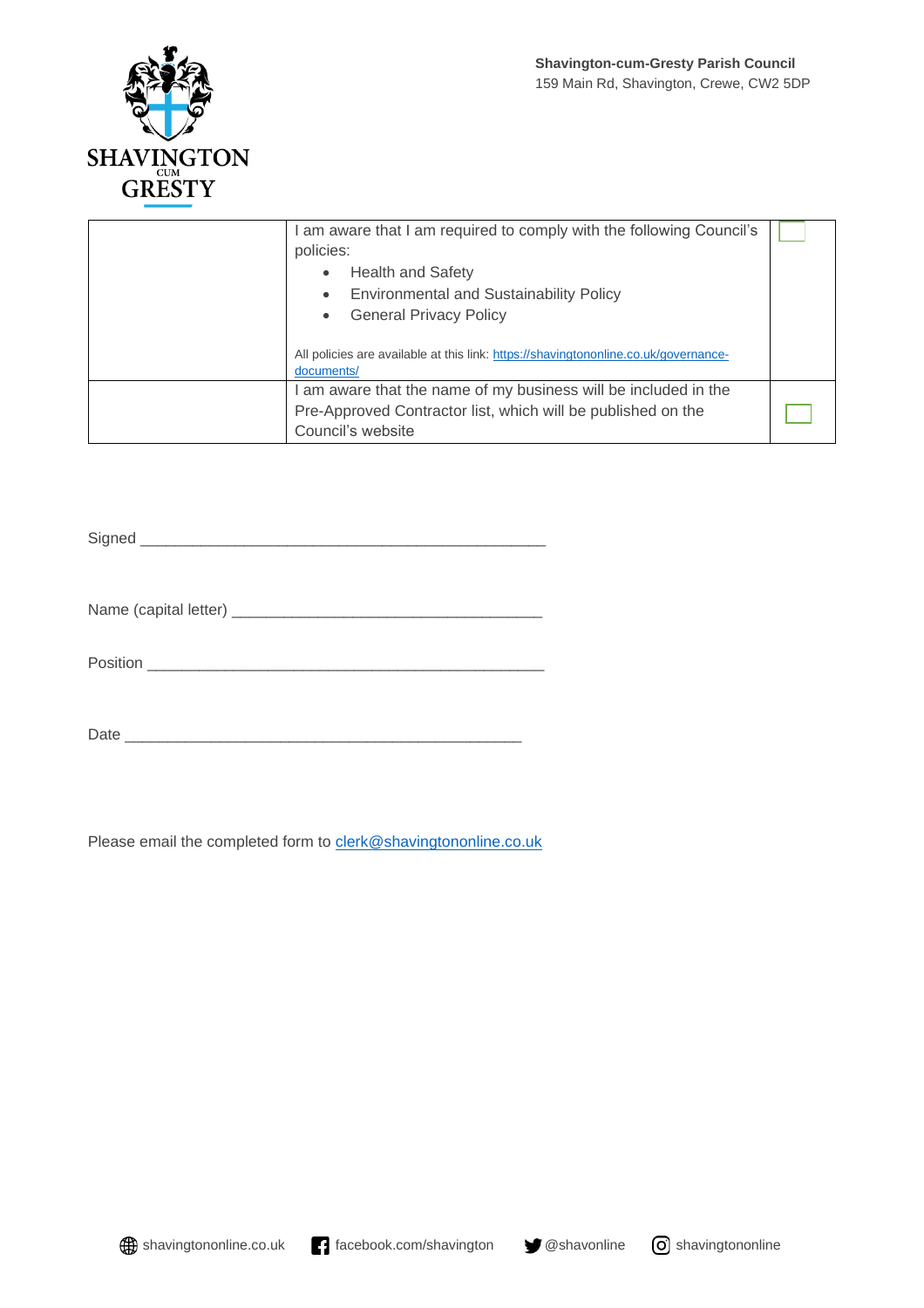**Shavington-cum-Gresty Parish Council**
159 Main Rd, Shavington, Crewe, CW2 5DP

| | | |
|---|---|---|
| | I am aware that I am required to comply with the following Council's policies:<br>• Health and Safety<br>• Environmental and Sustainability Policy<br>• General Privacy Policy<br><br>All policies are available at this link: https://shavingtononline.co.uk/governance-documents/ | ☐ |
| | I am aware that the name of my business will be included in the Pre-Approved Contractor list, which will be published on the Council's website | ☐ |

Signed ________________________________________________

Name (capital letter) ____________________________________

Position ________________________________________________

Date ________________________________________________

Please email the completed form to clerk@shavingtononline.co.uk

shavingtononline.co.uk facebook.com/shavington @shavonline shavingtononline